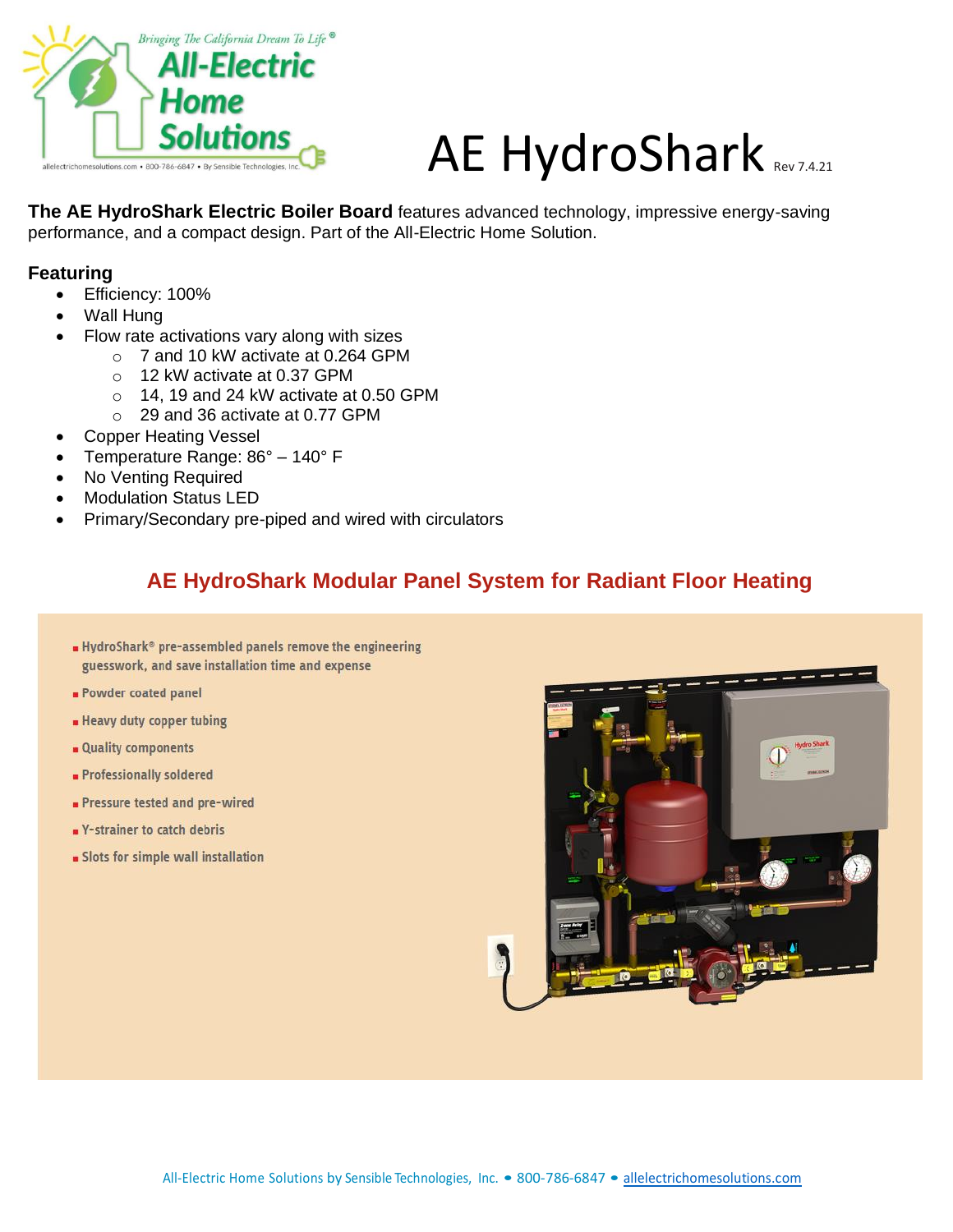# AE HydroShark Rev 7.4.21

**The AE HydroShark Electric Boiler Board** features advanced technology, impressive energy-saving performance, and a compact design. Part of the All-Electric Home Solution.

## Featuring

- Efficiency: 100%
- Wall Hung
- Flow rate activations vary along with sizes
  - 7 and 10 kW activate at 0.264 GPM
  - 12 kW activate at 0.37 GPM
  - 14, 19 and 24 kW activate at 0.50 GPM
  - 29 and 36 activate at 0.77 GPM
- Copper Heating Vessel
- Temperature Range: 86° – 140° F
- No Venting Required
- Modulation Status LED
- Primary/Secondary pre-piped and wired with circulators

## AE HydroShark Modular Panel System for Radiant Floor Heating

- HydroShark® pre-assembled panels remove the engineering guesswork, and save installation time and expense
- Powder coated panel
- Heavy duty copper tubing
- Quality components
- Professionally soldered
- Pressure tested and pre-wired
- Y-strainer to catch debris
- Slots for simple wall installation

All-Electric Home Solutions by Sensible Technologies, Inc. • 800-786-6847 • allelectrichomesolutions.com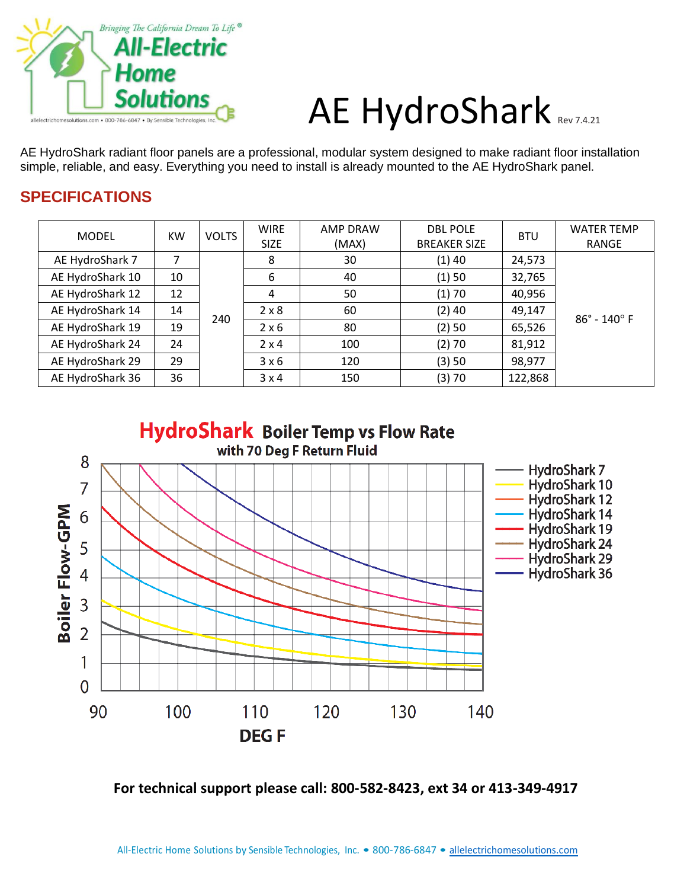Bringing The California Dream To Life®

All-Electric Home Solutions

allelectrichomesolutions.com • 800-786-6847 • By Sensible Technologies, Inc.

# AE HydroShark Rev 7.4.21

AE HydroShark radiant floor panels are a professional, modular system designed to make radiant floor installation simple, reliable, and easy. Everything you need to install is already mounted to the AE HydroShark panel.

## SPECIFICATIONS

| MODEL | KW | VOLTS | WIRE SIZE | AMP DRAW (MAX) | DBL POLE BREAKER SIZE | BTU | WATER TEMP RANGE |
|---|---|---|---|---|---|---|---|
| AE HydroShark 7 | 7 | 240 | 8 | 30 | (1) 40 | 24,573 | 86° - 140° F |
| AE HydroShark 10 | 10 | | 6 | 40 | (1) 50 | 32,765 | |
| AE HydroShark 12 | 12 | | 4 | 50 | (1) 70 | 40,956 | |
| AE HydroShark 14 | 14 | | 2 x 8 | 60 | (2) 40 | 49,147 | |
| AE HydroShark 19 | 19 | | 2 x 6 | 80 | (2) 50 | 65,526 | |
| AE HydroShark 24 | 24 | | 2 x 4 | 100 | (2) 70 | 81,912 | |
| AE HydroShark 29 | 29 | | 3 x 6 | 120 | (3) 50 | 98,977 | |
| AE HydroShark 36 | 36 | | 3 x 4 | 150 | (3) 70 | 122,868 | |

HydroShark Boiler Temp vs Flow Rate
with 70 Deg F Return Fluid

Boiler Flow-GPM

0
1
2
3
4
5
6
7
8

90
100
110
120
130
140

DEG F

HydroShark 7
HydroShark 10
HydroShark 12
HydroShark 14
HydroShark 19
HydroShark 24
HydroShark 29
HydroShark 36

**For technical support please call: 800-582-8423, ext 34 or 413-349-4917**

All-Electric Home Solutions by Sensible Technologies, Inc. • 800-786-6847 • allelectrichomesolutions.com